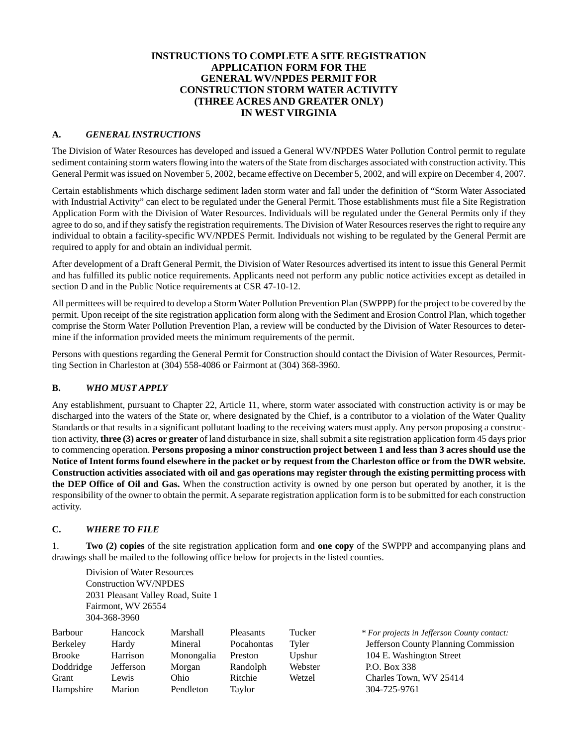# INSTRUCTIONS TO COMPLETE A SITE REGISTRATION APPLICATION FORM FOR THE GENERAL WV/NPDES PERMIT FOR CONSTRUCTION STORM WATER ACTIVITY (THREE ACRES AND GREATER ONLY) IN WEST VIRGINIA

## A. *GENERAL INSTRUCTIONS*

The Division of Water Resources has developed and issued a General WV/NPDES Water Pollution Control permit to regulate sediment containing storm waters flowing into the waters of the State from discharges associated with construction activity. This General Permit was issued on November 5, 2002, became effective on December 5, 2002, and will expire on December 4, 2007.

Certain establishments which discharge sediment laden storm water and fall under the definition of "Storm Water Associated with Industrial Activity" can elect to be regulated under the General Permit. Those establishments must file a Site Registration Application Form with the Division of Water Resources. Individuals will be regulated under the General Permits only if they agree to do so, and if they satisfy the registration requirements. The Division of Water Resources reserves the right to require any individual to obtain a facility-specific WV/NPDES Permit. Individuals not wishing to be regulated by the General Permit are required to apply for and obtain an individual permit.

After development of a Draft General Permit, the Division of Water Resources advertised its intent to issue this General Permit and has fulfilled its public notice requirements. Applicants need not perform any public notice activities except as detailed in section D and in the Public Notice requirements at CSR 47-10-12.

All permittees will be required to develop a Storm Water Pollution Prevention Plan (SWPPP) for the project to be covered by the permit. Upon receipt of the site registration application form along with the Sediment and Erosion Control Plan, which together comprise the Storm Water Pollution Prevention Plan, a review will be conducted by the Division of Water Resources to determine if the information provided meets the minimum requirements of the permit.

Persons with questions regarding the General Permit for Construction should contact the Division of Water Resources, Permitting Section in Charleston at (304) 558-4086 or Fairmont at (304) 368-3960.

## B. *WHO MUST APPLY*

Any establishment, pursuant to Chapter 22, Article 11, where, storm water associated with construction activity is or may be discharged into the waters of the State or, where designated by the Chief, is a contributor to a violation of the Water Quality Standards or that results in a significant pollutant loading to the receiving waters must apply. Any person proposing a construction activity, **three (3) acres or greater** of land disturbance in size, shall submit a site registration application form 45 days prior to commencing operation. **Persons proposing a minor construction project between 1 and less than 3 acres should use the Notice of Intent forms found elsewhere in the packet or by request from the Charleston office or from the DWR website. Construction activities associated with oil and gas operations may register through the existing permitting process with the DEP Office of Oil and Gas.** When the construction activity is owned by one person but operated by another, it is the responsibility of the owner to obtain the permit. A separate registration application form is to be submitted for each construction activity.

## C. *WHERE TO FILE*

1. **Two (2) copies** of the site registration application form and **one copy** of the SWPPP and accompanying plans and drawings shall be mailed to the following office below for projects in the listed counties.

Division of Water Resources
Construction WV/NPDES
2031 Pleasant Valley Road, Suite 1
Fairmont, WV 26554
304-368-3960

| | | | | |
|---|---|---|---|---|
| Barbour | Hancock | Marshall | Pleasants | Tucker |
| Berkeley | Hardy | Mineral | Pocahontas | Tyler |
| Brooke | Harrison | Monongalia | Preston | Upshur |
| Doddridge | Jefferson | Morgan | Randolph | Webster |
| Grant | Lewis | Ohio | Ritchie | Wetzel |
| Hampshire | Marion | Pendleton | Taylor | |

\* *For projects in Jefferson County contact:*
Jefferson County Planning Commission
104 E. Washington Street
P.O. Box 338
Charles Town, WV 25414
304-725-9761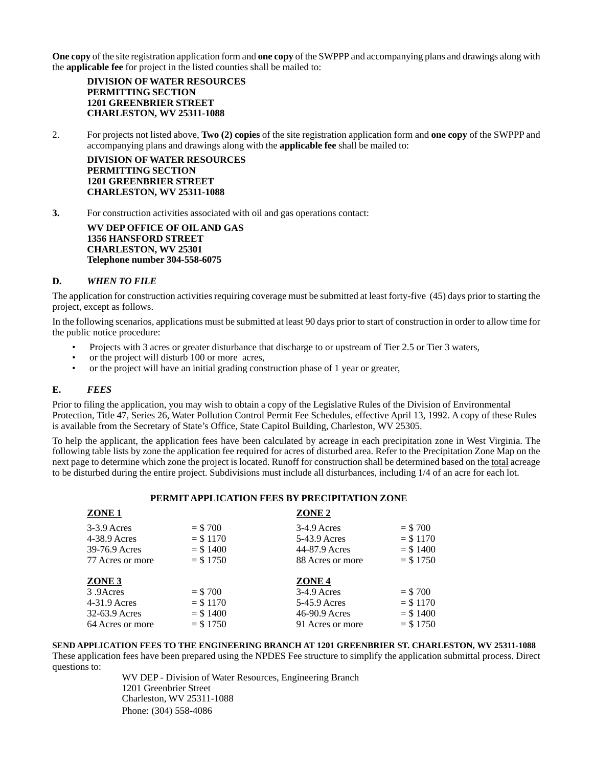**One copy** of the site registration application form and **one copy** of the SWPPP and accompanying plans and drawings along with the **applicable fee** for project in the listed counties shall be mailed to:

> **DIVISION OF WATER RESOURCES**
> **PERMITTING SECTION**
> **1201 GREENBRIER STREET**
> **CHARLESTON, WV 25311-1088**

2. For projects not listed above, **Two (2) copies** of the site registration application form and **one copy** of the SWPPP and accompanying plans and drawings along with the **applicable fee** shall be mailed to:

> **DIVISION OF WATER RESOURCES**
> **PERMITTING SECTION**
> **1201 GREENBRIER STREET**
> **CHARLESTON, WV 25311-1088**

**3.** For construction activities associated with oil and gas operations contact:

> **WV DEP OFFICE OF OIL AND GAS**
> **1356 HANSFORD STREET**
> **CHARLESTON, WV 25301**
> **Telephone number 304-558-6075**

## D. *WHEN TO FILE*

The application for construction activities requiring coverage must be submitted at least forty-five (45) days prior to starting the project, except as follows.

In the following scenarios, applications must be submitted at least 90 days prior to start of construction in order to allow time for the public notice procedure:

- Projects with 3 acres or greater disturbance that discharge to or upstream of Tier 2.5 or Tier 3 waters,
- or the project will disturb 100 or more acres,
- or the project will have an initial grading construction phase of 1 year or greater,

## E. *FEES*

Prior to filing the application, you may wish to obtain a copy of the Legislative Rules of the Division of Environmental Protection, Title 47, Series 26, Water Pollution Control Permit Fee Schedules, effective April 13, 1992. A copy of these Rules is available from the Secretary of State's Office, State Capitol Building, Charleston, WV 25305.

To help the applicant, the application fees have been calculated by acreage in each precipitation zone in West Virginia. The following table lists by zone the application fee required for acres of disturbed area. Refer to the Precipitation Zone Map on the next page to determine which zone the project is located. Runoff for construction shall be determined based on the total acreage to be disturbed during the entire project. Subdivisions must include all disturbances, including 1/4 of an acre for each lot.

**PERMIT APPLICATION FEES BY PRECIPITATION ZONE**

| **ZONE 1** | | **ZONE 2** | |
|---|---|---|---|
| 3-3.9 Acres | = $ 700 | 3-4.9 Acres | = $ 700 |
| 4-38.9 Acres | = $ 1170 | 5-43.9 Acres | = $ 1170 |
| 39-76.9 Acres | = $ 1400 | 44-87.9 Acres | = $ 1400 |
| 77 Acres or more | = $ 1750 | 88 Acres or more | = $ 1750 |
| **ZONE 3** | | **ZONE 4** | |
| 3 .9Acres | = $ 700 | 3-4.9 Acres | = $ 700 |
| 4-31.9 Acres | = $ 1170 | 5-45.9 Acres | = $ 1170 |
| 32-63.9 Acres | = $ 1400 | 46-90.9 Acres | = $ 1400 |
| 64 Acres or more | = $ 1750 | 91 Acres or more | = $ 1750 |

**SEND APPLICATION FEES TO THE ENGINEERING BRANCH AT 1201 GREENBRIER ST. CHARLESTON, WV 25311-1088**

These application fees have been prepared using the NPDES Fee structure to simplify the application submittal process. Direct questions to:

> WV DEP - Division of Water Resources, Engineering Branch
> 1201 Greenbrier Street
> Charleston, WV 25311-1088
> Phone: (304) 558-4086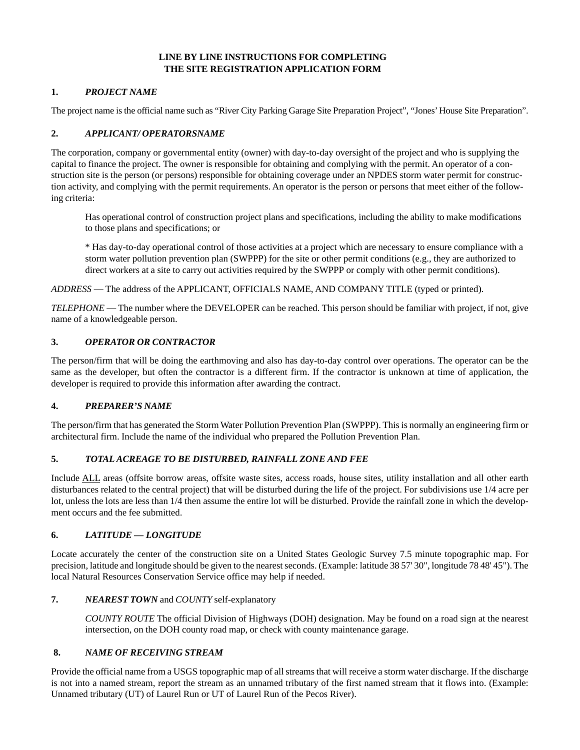# LINE BY LINE INSTRUCTIONS FOR COMPLETING THE SITE REGISTRATION APPLICATION FORM

## 1. *PROJECT NAME*

The project name is the official name such as “River City Parking Garage Site Preparation Project”, “Jones’ House Site Preparation”.

## 2. *APPLICANT/ OPERATORSNAME*

The corporation, company or governmental entity (owner) with day-to-day oversight of the project and who is supplying the capital to finance the project. The owner is responsible for obtaining and complying with the permit. An operator of a construction site is the person (or persons) responsible for obtaining coverage under an NPDES storm water permit for construction activity, and complying with the permit requirements. An operator is the person or persons that meet either of the following criteria:

> Has operational control of construction project plans and specifications, including the ability to make modifications to those plans and specifications; or
>
> * Has day-to-day operational control of those activities at a project which are necessary to ensure compliance with a storm water pollution prevention plan (SWPPP) for the site or other permit conditions (e.g., they are authorized to direct workers at a site to carry out activities required by the SWPPP or comply with other permit conditions).

*ADDRESS* — The address of the APPLICANT, OFFICIALS NAME, AND COMPANY TITLE (typed or printed).

*TELEPHONE* — The number where the DEVELOPER can be reached. This person should be familiar with project, if not, give name of a knowledgeable person.

## 3. *OPERATOR OR CONTRACTOR*

The person/firm that will be doing the earthmoving and also has day-to-day control over operations. The operator can be the same as the developer, but often the contractor is a different firm. If the contractor is unknown at time of application, the developer is required to provide this information after awarding the contract.

## 4. *PREPARER’S NAME*

The person/firm that has generated the Storm Water Pollution Prevention Plan (SWPPP). This is normally an engineering firm or architectural firm. Include the name of the individual who prepared the Pollution Prevention Plan.

## 5. *TOTAL ACREAGE TO BE DISTURBED, RAINFALL ZONE AND FEE*

Include ALL areas (offsite borrow areas, offsite waste sites, access roads, house sites, utility installation and all other earth disturbances related to the central project) that will be disturbed during the life of the project. For subdivisions use 1/4 acre per lot, unless the lots are less than 1/4 then assume the entire lot will be disturbed. Provide the rainfall zone in which the development occurs and the fee submitted.

## 6. *LATITUDE — LONGITUDE*

Locate accurately the center of the construction site on a United States Geologic Survey 7.5 minute topographic map. For precision, latitude and longitude should be given to the nearest seconds. (Example: latitude 38 57' 30", longitude 78 48' 45"). The local Natural Resources Conservation Service office may help if needed.

## 7. *NEAREST TOWN* and *COUNTY* self-explanatory

> *COUNTY ROUTE* The official Division of Highways (DOH) designation. May be found on a road sign at the nearest intersection, on the DOH county road map, or check with county maintenance garage.

## 8. *NAME OF RECEIVING STREAM*

Provide the official name from a USGS topographic map of all streams that will receive a storm water discharge. If the discharge is not into a named stream, report the stream as an unnamed tributary of the first named stream that it flows into. (Example: Unnamed tributary (UT) of Laurel Run or UT of Laurel Run of the Pecos River).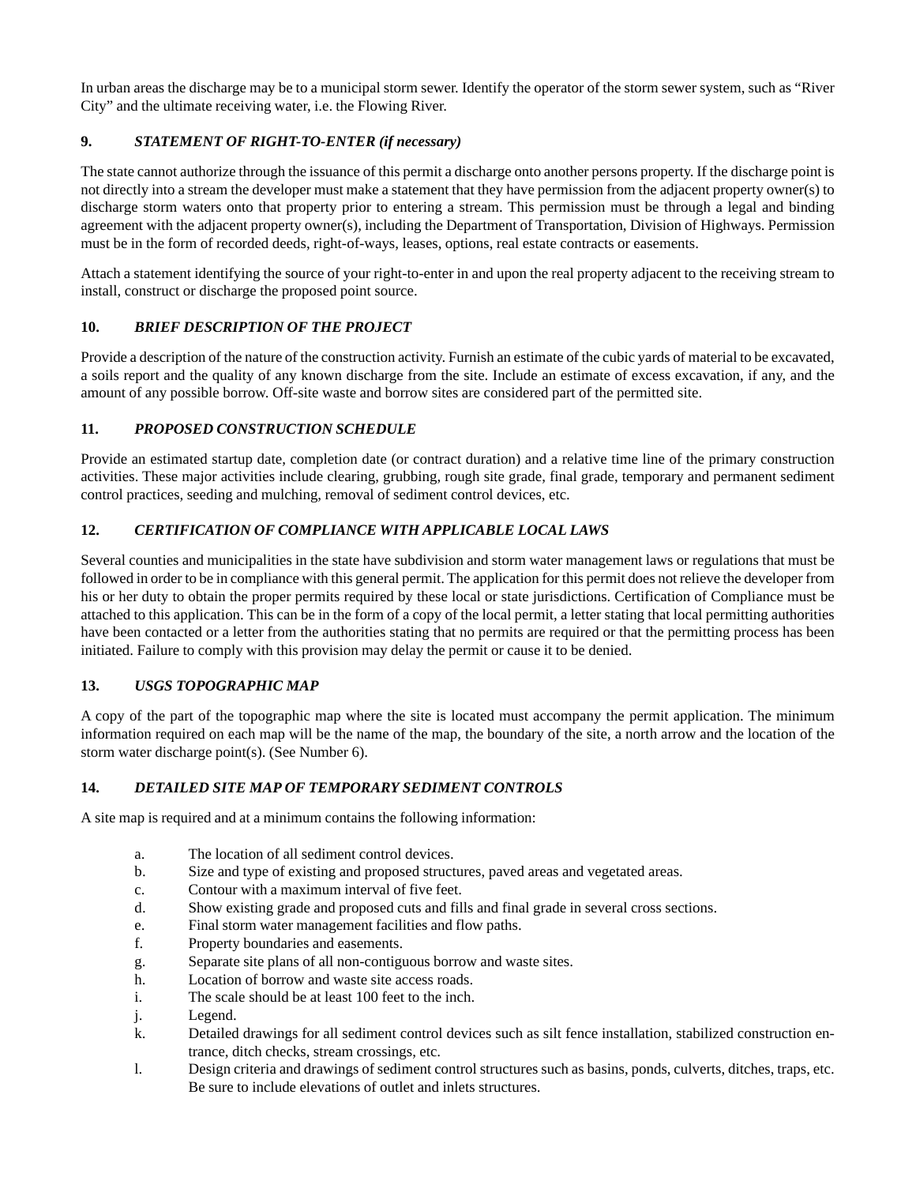In urban areas the discharge may be to a municipal storm sewer. Identify the operator of the storm sewer system, such as "River City" and the ultimate receiving water, i.e. the Flowing River.

### 9. *STATEMENT OF RIGHT-TO-ENTER (if necessary)*

The state cannot authorize through the issuance of this permit a discharge onto another persons property. If the discharge point is not directly into a stream the developer must make a statement that they have permission from the adjacent property owner(s) to discharge storm waters onto that property prior to entering a stream. This permission must be through a legal and binding agreement with the adjacent property owner(s), including the Department of Transportation, Division of Highways. Permission must be in the form of recorded deeds, right-of-ways, leases, options, real estate contracts or easements.

Attach a statement identifying the source of your right-to-enter in and upon the real property adjacent to the receiving stream to install, construct or discharge the proposed point source.

### 10. *BRIEF DESCRIPTION OF THE PROJECT*

Provide a description of the nature of the construction activity. Furnish an estimate of the cubic yards of material to be excavated, a soils report and the quality of any known discharge from the site. Include an estimate of excess excavation, if any, and the amount of any possible borrow. Off-site waste and borrow sites are considered part of the permitted site.

### 11. *PROPOSED CONSTRUCTION SCHEDULE*

Provide an estimated startup date, completion date (or contract duration) and a relative time line of the primary construction activities. These major activities include clearing, grubbing, rough site grade, final grade, temporary and permanent sediment control practices, seeding and mulching, removal of sediment control devices, etc.

### 12. *CERTIFICATION OF COMPLIANCE WITH APPLICABLE LOCAL LAWS*

Several counties and municipalities in the state have subdivision and storm water management laws or regulations that must be followed in order to be in compliance with this general permit. The application for this permit does not relieve the developer from his or her duty to obtain the proper permits required by these local or state jurisdictions. Certification of Compliance must be attached to this application. This can be in the form of a copy of the local permit, a letter stating that local permitting authorities have been contacted or a letter from the authorities stating that no permits are required or that the permitting process has been initiated. Failure to comply with this provision may delay the permit or cause it to be denied.

### 13. *USGS TOPOGRAPHIC MAP*

A copy of the part of the topographic map where the site is located must accompany the permit application. The minimum information required on each map will be the name of the map, the boundary of the site, a north arrow and the location of the storm water discharge point(s). (See Number 6).

### 14. *DETAILED SITE MAP OF TEMPORARY SEDIMENT CONTROLS*

A site map is required and at a minimum contains the following information:

a. The location of all sediment control devices.
b. Size and type of existing and proposed structures, paved areas and vegetated areas.
c. Contour with a maximum interval of five feet.
d. Show existing grade and proposed cuts and fills and final grade in several cross sections.
e. Final storm water management facilities and flow paths.
f. Property boundaries and easements.
g. Separate site plans of all non-contiguous borrow and waste sites.
h. Location of borrow and waste site access roads.
i. The scale should be at least 100 feet to the inch.
j. Legend.
k. Detailed drawings for all sediment control devices such as silt fence installation, stabilized construction entrance, ditch checks, stream crossings, etc.
l. Design criteria and drawings of sediment control structures such as basins, ponds, culverts, ditches, traps, etc. Be sure to include elevations of outlet and inlets structures.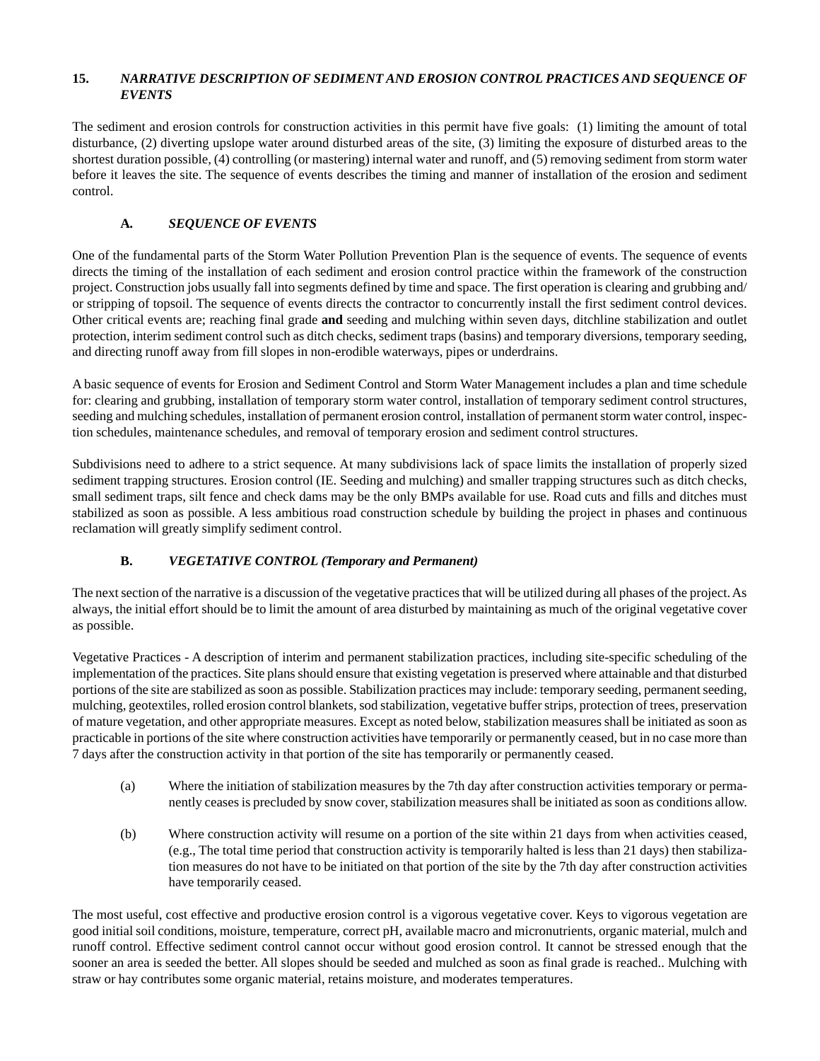## 15. *NARRATIVE DESCRIPTION OF SEDIMENT AND EROSION CONTROL PRACTICES AND SEQUENCE OF EVENTS*

The sediment and erosion controls for construction activities in this permit have five goals: (1) limiting the amount of total disturbance, (2) diverting upslope water around disturbed areas of the site, (3) limiting the exposure of disturbed areas to the shortest duration possible, (4) controlling (or mastering) internal water and runoff, and (5) removing sediment from storm water before it leaves the site. The sequence of events describes the timing and manner of installation of the erosion and sediment control.

### A. *SEQUENCE OF EVENTS*

One of the fundamental parts of the Storm Water Pollution Prevention Plan is the sequence of events. The sequence of events directs the timing of the installation of each sediment and erosion control practice within the framework of the construction project. Construction jobs usually fall into segments defined by time and space. The first operation is clearing and grubbing and/ or stripping of topsoil. The sequence of events directs the contractor to concurrently install the first sediment control devices. Other critical events are; reaching final grade **and** seeding and mulching within seven days, ditchline stabilization and outlet protection, interim sediment control such as ditch checks, sediment traps (basins) and temporary diversions, temporary seeding, and directing runoff away from fill slopes in non-erodible waterways, pipes or underdrains.

A basic sequence of events for Erosion and Sediment Control and Storm Water Management includes a plan and time schedule for: clearing and grubbing, installation of temporary storm water control, installation of temporary sediment control structures, seeding and mulching schedules, installation of permanent erosion control, installation of permanent storm water control, inspection schedules, maintenance schedules, and removal of temporary erosion and sediment control structures.

Subdivisions need to adhere to a strict sequence. At many subdivisions lack of space limits the installation of properly sized sediment trapping structures. Erosion control (IE. Seeding and mulching) and smaller trapping structures such as ditch checks, small sediment traps, silt fence and check dams may be the only BMPs available for use. Road cuts and fills and ditches must stabilized as soon as possible. A less ambitious road construction schedule by building the project in phases and continuous reclamation will greatly simplify sediment control.

### B. *VEGETATIVE CONTROL (Temporary and Permanent)*

The next section of the narrative is a discussion of the vegetative practices that will be utilized during all phases of the project. As always, the initial effort should be to limit the amount of area disturbed by maintaining as much of the original vegetative cover as possible.

Vegetative Practices - A description of interim and permanent stabilization practices, including site-specific scheduling of the implementation of the practices. Site plans should ensure that existing vegetation is preserved where attainable and that disturbed portions of the site are stabilized as soon as possible. Stabilization practices may include: temporary seeding, permanent seeding, mulching, geotextiles, rolled erosion control blankets, sod stabilization, vegetative buffer strips, protection of trees, preservation of mature vegetation, and other appropriate measures. Except as noted below, stabilization measures shall be initiated as soon as practicable in portions of the site where construction activities have temporarily or permanently ceased, but in no case more than 7 days after the construction activity in that portion of the site has temporarily or permanently ceased.

(a) Where the initiation of stabilization measures by the 7th day after construction activities temporary or permanently ceases is precluded by snow cover, stabilization measures shall be initiated as soon as conditions allow.

(b) Where construction activity will resume on a portion of the site within 21 days from when activities ceased, (e.g., The total time period that construction activity is temporarily halted is less than 21 days) then stabilization measures do not have to be initiated on that portion of the site by the 7th day after construction activities have temporarily ceased.

The most useful, cost effective and productive erosion control is a vigorous vegetative cover. Keys to vigorous vegetation are good initial soil conditions, moisture, temperature, correct pH, available macro and micronutrients, organic material, mulch and runoff control. Effective sediment control cannot occur without good erosion control. It cannot be stressed enough that the sooner an area is seeded the better. All slopes should be seeded and mulched as soon as final grade is reached.. Mulching with straw or hay contributes some organic material, retains moisture, and moderates temperatures.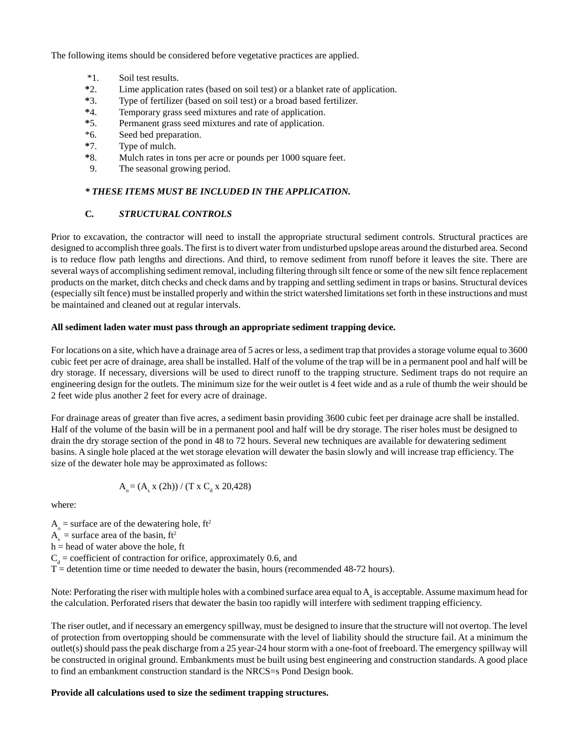The following items should be considered before vegetative practices are applied.

- *1. Soil test results.
- *2. Lime application rates (based on soil test) or a blanket rate of application.
- *3. Type of fertilizer (based on soil test) or a broad based fertilizer.
- *4. Temporary grass seed mixtures and rate of application.
- *5. Permanent grass seed mixtures and rate of application.
- *6. Seed bed preparation.
- *7. Type of mulch.
- *8. Mulch rates in tons per acre or pounds per 1000 square feet.
- 9. The seasonal growing period.

***\* THESE ITEMS MUST BE INCLUDED IN THE APPLICATION.***

### C. *STRUCTURAL CONTROLS*

Prior to excavation, the contractor will need to install the appropriate structural sediment controls. Structural practices are designed to accomplish three goals. The first is to divert water from undisturbed upslope areas around the disturbed area. Second is to reduce flow path lengths and directions. And third, to remove sediment from runoff before it leaves the site. There are several ways of accomplishing sediment removal, including filtering through silt fence or some of the new silt fence replacement products on the market, ditch checks and check dams and by trapping and settling sediment in traps or basins. Structural devices (especially silt fence) must be installed properly and within the strict watershed limitations set forth in these instructions and must be maintained and cleaned out at regular intervals.

**All sediment laden water must pass through an appropriate sediment trapping device.**

For locations on a site, which have a drainage area of 5 acres or less, a sediment trap that provides a storage volume equal to 3600 cubic feet per acre of drainage, area shall be installed. Half of the volume of the trap will be in a permanent pool and half will be dry storage. If necessary, diversions will be used to direct runoff to the trapping structure. Sediment traps do not require an engineering design for the outlets. The minimum size for the weir outlet is 4 feet wide and as a rule of thumb the weir should be 2 feet wide plus another 2 feet for every acre of drainage.

For drainage areas of greater than five acres, a sediment basin providing 3600 cubic feet per drainage acre shall be installed. Half of the volume of the basin will be in a permanent pool and half will be dry storage. The riser holes must be designed to drain the dry storage section of the pond in 48 to 72 hours. Several new techniques are available for dewatering sediment basins. A single hole placed at the wet storage elevation will dewater the basin slowly and will increase trap efficiency. The size of the dewater hole may be approximated as follows:

$$A_o = (A_s \times (2h)) / (T \times C_d \times 20{,}428)$$

where:

$A_o$ = surface are of the dewatering hole, $ft^2$
$A_s$ = surface area of the basin, $ft^2$
h = head of water above the hole, ft
$C_d$ = coefficient of contraction for orifice, approximately 0.6, and
T = detention time or time needed to dewater the basin, hours (recommended 48-72 hours).

Note: Perforating the riser with multiple holes with a combined surface area equal to $A_o$ is acceptable. Assume maximum head for the calculation. Perforated risers that dewater the basin too rapidly will interfere with sediment trapping efficiency.

The riser outlet, and if necessary an emergency spillway, must be designed to insure that the structure will not overtop. The level of protection from overtopping should be commensurate with the level of liability should the structure fail. At a minimum the outlet(s) should pass the peak discharge from a 25 year-24 hour storm with a one-foot of freeboard. The emergency spillway will be constructed in original ground. Embankments must be built using best engineering and construction standards. A good place to find an embankment construction standard is the NRCS=s Pond Design book.

**Provide all calculations used to size the sediment trapping structures.**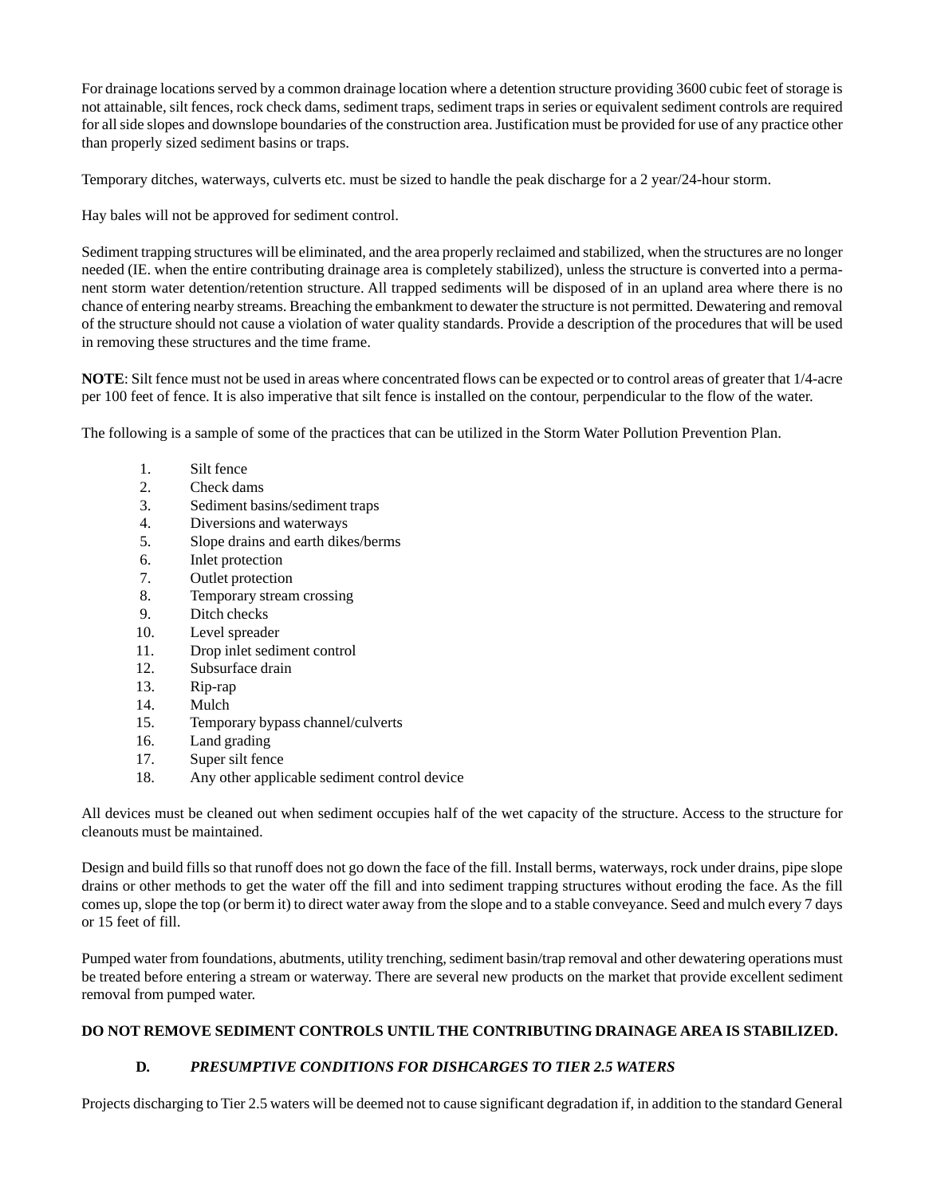For drainage locations served by a common drainage location where a detention structure providing 3600 cubic feet of storage is not attainable, silt fences, rock check dams, sediment traps, sediment traps in series or equivalent sediment controls are required for all side slopes and downslope boundaries of the construction area. Justification must be provided for use of any practice other than properly sized sediment basins or traps.

Temporary ditches, waterways, culverts etc. must be sized to handle the peak discharge for a 2 year/24-hour storm.

Hay bales will not be approved for sediment control.

Sediment trapping structures will be eliminated, and the area properly reclaimed and stabilized, when the structures are no longer needed (IE. when the entire contributing drainage area is completely stabilized), unless the structure is converted into a permanent storm water detention/retention structure. All trapped sediments will be disposed of in an upland area where there is no chance of entering nearby streams. Breaching the embankment to dewater the structure is not permitted. Dewatering and removal of the structure should not cause a violation of water quality standards. Provide a description of the procedures that will be used in removing these structures and the time frame.

**NOTE**: Silt fence must not be used in areas where concentrated flows can be expected or to control areas of greater that 1/4-acre per 100 feet of fence. It is also imperative that silt fence is installed on the contour, perpendicular to the flow of the water.

The following is a sample of some of the practices that can be utilized in the Storm Water Pollution Prevention Plan.

1. Silt fence
2. Check dams
3. Sediment basins/sediment traps
4. Diversions and waterways
5. Slope drains and earth dikes/berms
6. Inlet protection
7. Outlet protection
8. Temporary stream crossing
9. Ditch checks
10. Level spreader
11. Drop inlet sediment control
12. Subsurface drain
13. Rip-rap
14. Mulch
15. Temporary bypass channel/culverts
16. Land grading
17. Super silt fence
18. Any other applicable sediment control device

All devices must be cleaned out when sediment occupies half of the wet capacity of the structure. Access to the structure for cleanouts must be maintained.

Design and build fills so that runoff does not go down the face of the fill. Install berms, waterways, rock under drains, pipe slope drains or other methods to get the water off the fill and into sediment trapping structures without eroding the face. As the fill comes up, slope the top (or berm it) to direct water away from the slope and to a stable conveyance. Seed and mulch every 7 days or 15 feet of fill.

Pumped water from foundations, abutments, utility trenching, sediment basin/trap removal and other dewatering operations must be treated before entering a stream or waterway. There are several new products on the market that provide excellent sediment removal from pumped water.

**DO NOT REMOVE SEDIMENT CONTROLS UNTIL THE CONTRIBUTING DRAINAGE AREA IS STABILIZED.**

### D. *PRESUMPTIVE CONDITIONS FOR DISHCARGES TO TIER 2.5 WATERS*

Projects discharging to Tier 2.5 waters will be deemed not to cause significant degradation if, in addition to the standard General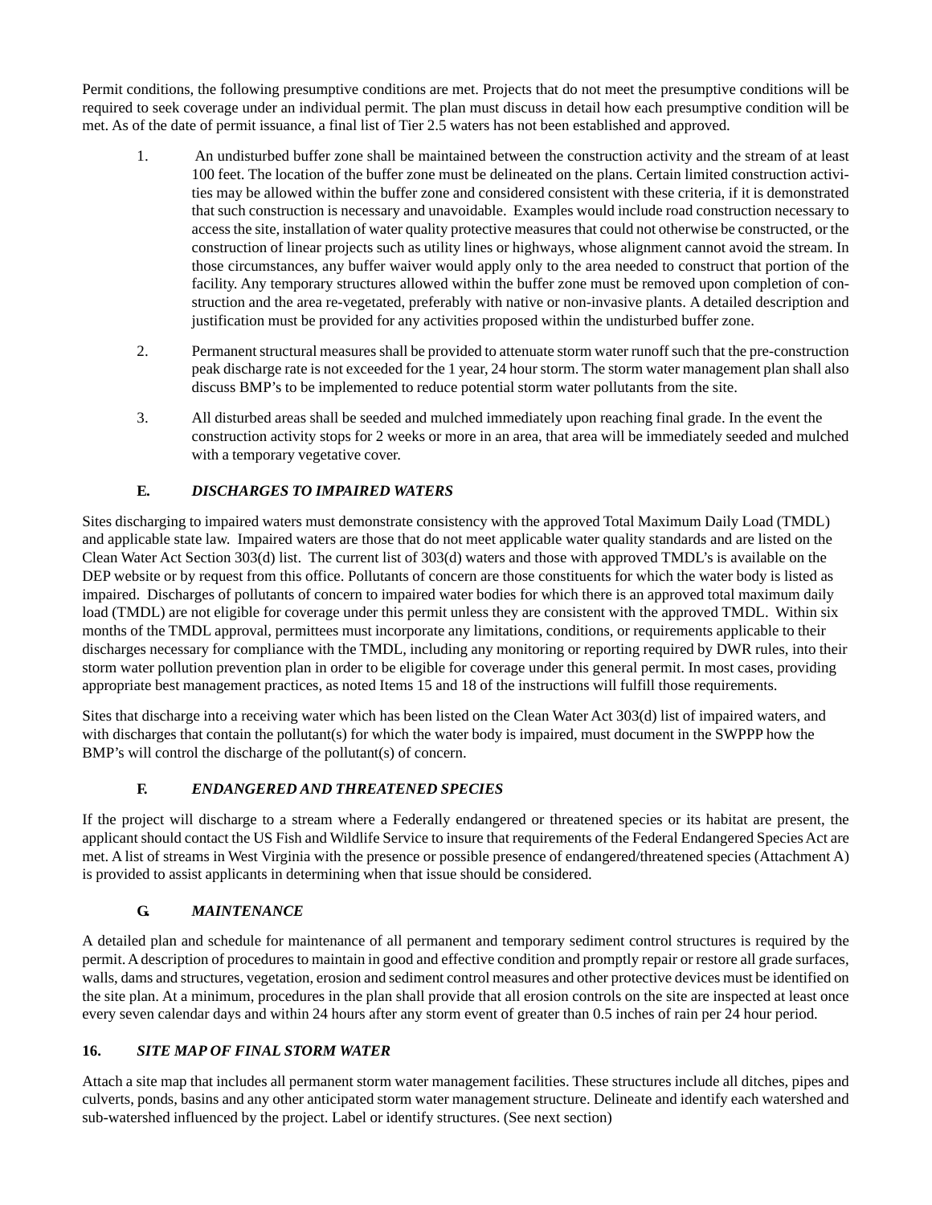Permit conditions, the following presumptive conditions are met. Projects that do not meet the presumptive conditions will be required to seek coverage under an individual permit. The plan must discuss in detail how each presumptive condition will be met. As of the date of permit issuance, a final list of Tier 2.5 waters has not been established and approved.

1. An undisturbed buffer zone shall be maintained between the construction activity and the stream of at least 100 feet. The location of the buffer zone must be delineated on the plans. Certain limited construction activities may be allowed within the buffer zone and considered consistent with these criteria, if it is demonstrated that such construction is necessary and unavoidable. Examples would include road construction necessary to access the site, installation of water quality protective measures that could not otherwise be constructed, or the construction of linear projects such as utility lines or highways, whose alignment cannot avoid the stream. In those circumstances, any buffer waiver would apply only to the area needed to construct that portion of the facility. Any temporary structures allowed within the buffer zone must be removed upon completion of construction and the area re-vegetated, preferably with native or non-invasive plants. A detailed description and justification must be provided for any activities proposed within the undisturbed buffer zone.

2. Permanent structural measures shall be provided to attenuate storm water runoff such that the pre-construction peak discharge rate is not exceeded for the 1 year, 24 hour storm. The storm water management plan shall also discuss BMP's to be implemented to reduce potential storm water pollutants from the site.

3. All disturbed areas shall be seeded and mulched immediately upon reaching final grade. In the event the construction activity stops for 2 weeks or more in an area, that area will be immediately seeded and mulched with a temporary vegetative cover.

### E. *DISCHARGES TO IMPAIRED WATERS*

Sites discharging to impaired waters must demonstrate consistency with the approved Total Maximum Daily Load (TMDL) and applicable state law. Impaired waters are those that do not meet applicable water quality standards and are listed on the Clean Water Act Section 303(d) list. The current list of 303(d) waters and those with approved TMDL's is available on the DEP website or by request from this office. Pollutants of concern are those constituents for which the water body is listed as impaired. Discharges of pollutants of concern to impaired water bodies for which there is an approved total maximum daily load (TMDL) are not eligible for coverage under this permit unless they are consistent with the approved TMDL. Within six months of the TMDL approval, permittees must incorporate any limitations, conditions, or requirements applicable to their discharges necessary for compliance with the TMDL, including any monitoring or reporting required by DWR rules, into their storm water pollution prevention plan in order to be eligible for coverage under this general permit. In most cases, providing appropriate best management practices, as noted Items 15 and 18 of the instructions will fulfill those requirements.

Sites that discharge into a receiving water which has been listed on the Clean Water Act 303(d) list of impaired waters, and with discharges that contain the pollutant(s) for which the water body is impaired, must document in the SWPPP how the BMP's will control the discharge of the pollutant(s) of concern.

### F. *ENDANGERED AND THREATENED SPECIES*

If the project will discharge to a stream where a Federally endangered or threatened species or its habitat are present, the applicant should contact the US Fish and Wildlife Service to insure that requirements of the Federal Endangered Species Act are met. A list of streams in West Virginia with the presence or possible presence of endangered/threatened species (Attachment A) is provided to assist applicants in determining when that issue should be considered.

### G. *MAINTENANCE*

A detailed plan and schedule for maintenance of all permanent and temporary sediment control structures is required by the permit. A description of procedures to maintain in good and effective condition and promptly repair or restore all grade surfaces, walls, dams and structures, vegetation, erosion and sediment control measures and other protective devices must be identified on the site plan. At a minimum, procedures in the plan shall provide that all erosion controls on the site are inspected at least once every seven calendar days and within 24 hours after any storm event of greater than 0.5 inches of rain per 24 hour period.

## 16. *SITE MAP OF FINAL STORM WATER*

Attach a site map that includes all permanent storm water management facilities. These structures include all ditches, pipes and culverts, ponds, basins and any other anticipated storm water management structure. Delineate and identify each watershed and sub-watershed influenced by the project. Label or identify structures. (See next section)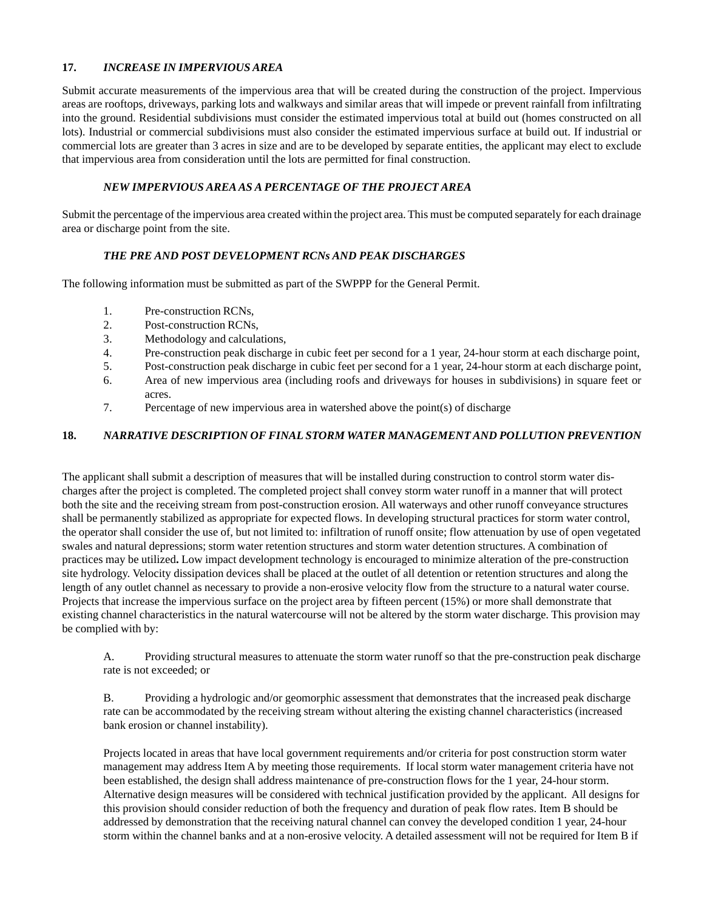## 17. *INCREASE IN IMPERVIOUS AREA*

Submit accurate measurements of the impervious area that will be created during the construction of the project. Impervious areas are rooftops, driveways, parking lots and walkways and similar areas that will impede or prevent rainfall from infiltrating into the ground. Residential subdivisions must consider the estimated impervious total at build out (homes constructed on all lots). Industrial or commercial subdivisions must also consider the estimated impervious surface at build out. If industrial or commercial lots are greater than 3 acres in size and are to be developed by separate entities, the applicant may elect to exclude that impervious area from consideration until the lots are permitted for final construction.

### *NEW IMPERVIOUS AREA AS A PERCENTAGE OF THE PROJECT AREA*

Submit the percentage of the impervious area created within the project area. This must be computed separately for each drainage area or discharge point from the site.

### *THE PRE AND POST DEVELOPMENT RCNs AND PEAK DISCHARGES*

The following information must be submitted as part of the SWPPP for the General Permit.

1. Pre-construction RCNs,
2. Post-construction RCNs,
3. Methodology and calculations,
4. Pre-construction peak discharge in cubic feet per second for a 1 year, 24-hour storm at each discharge point,
5. Post-construction peak discharge in cubic feet per second for a 1 year, 24-hour storm at each discharge point,
6. Area of new impervious area (including roofs and driveways for houses in subdivisions) in square feet or acres.
7. Percentage of new impervious area in watershed above the point(s) of discharge

## 18. *NARRATIVE DESCRIPTION OF FINAL STORM WATER MANAGEMENT AND POLLUTION PREVENTION*

The applicant shall submit a description of measures that will be installed during construction to control storm water discharges after the project is completed. The completed project shall convey storm water runoff in a manner that will protect both the site and the receiving stream from post-construction erosion. All waterways and other runoff conveyance structures shall be permanently stabilized as appropriate for expected flows. In developing structural practices for storm water control, the operator shall consider the use of, but not limited to: infiltration of runoff onsite; flow attenuation by use of open vegetated swales and natural depressions; storm water retention structures and storm water detention structures. A combination of practices may be utilized**.** Low impact development technology is encouraged to minimize alteration of the pre-construction site hydrology. Velocity dissipation devices shall be placed at the outlet of all detention or retention structures and along the length of any outlet channel as necessary to provide a non-erosive velocity flow from the structure to a natural water course. Projects that increase the impervious surface on the project area by fifteen percent (15%) or more shall demonstrate that existing channel characteristics in the natural watercourse will not be altered by the storm water discharge. This provision may be complied with by:

A. Providing structural measures to attenuate the storm water runoff so that the pre-construction peak discharge rate is not exceeded; or

B. Providing a hydrologic and/or geomorphic assessment that demonstrates that the increased peak discharge rate can be accommodated by the receiving stream without altering the existing channel characteristics (increased bank erosion or channel instability).

Projects located in areas that have local government requirements and/or criteria for post construction storm water management may address Item A by meeting those requirements. If local storm water management criteria have not been established, the design shall address maintenance of pre-construction flows for the 1 year, 24-hour storm. Alternative design measures will be considered with technical justification provided by the applicant. All designs for this provision should consider reduction of both the frequency and duration of peak flow rates. Item B should be addressed by demonstration that the receiving natural channel can convey the developed condition 1 year, 24-hour storm within the channel banks and at a non-erosive velocity. A detailed assessment will not be required for Item B if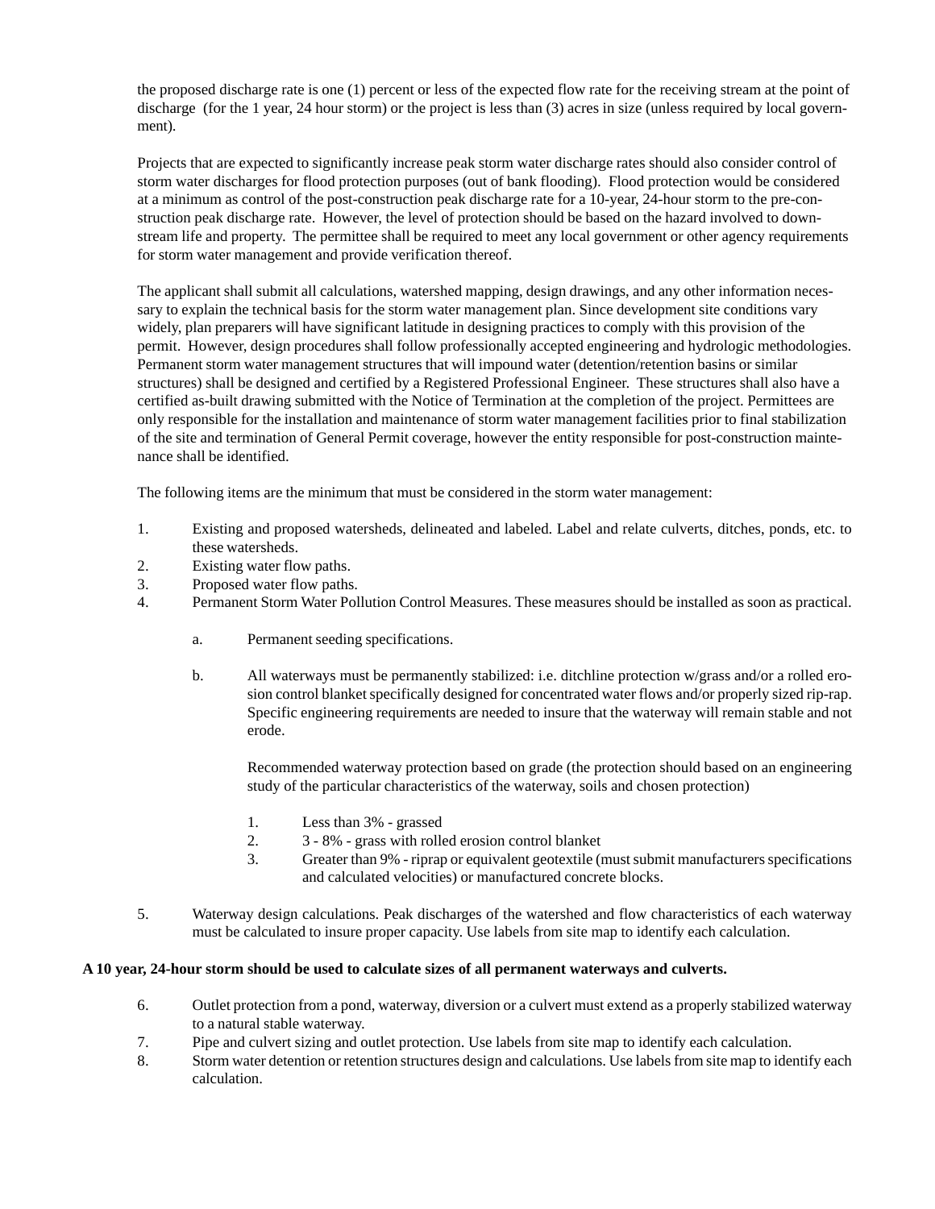the proposed discharge rate is one (1) percent or less of the expected flow rate for the receiving stream at the point of discharge (for the 1 year, 24 hour storm) or the project is less than (3) acres in size (unless required by local government).

Projects that are expected to significantly increase peak storm water discharge rates should also consider control of storm water discharges for flood protection purposes (out of bank flooding). Flood protection would be considered at a minimum as control of the post-construction peak discharge rate for a 10-year, 24-hour storm to the pre-construction peak discharge rate. However, the level of protection should be based on the hazard involved to downstream life and property. The permittee shall be required to meet any local government or other agency requirements for storm water management and provide verification thereof.

The applicant shall submit all calculations, watershed mapping, design drawings, and any other information necessary to explain the technical basis for the storm water management plan. Since development site conditions vary widely, plan preparers will have significant latitude in designing practices to comply with this provision of the permit. However, design procedures shall follow professionally accepted engineering and hydrologic methodologies. Permanent storm water management structures that will impound water (detention/retention basins or similar structures) shall be designed and certified by a Registered Professional Engineer. These structures shall also have a certified as-built drawing submitted with the Notice of Termination at the completion of the project. Permittees are only responsible for the installation and maintenance of storm water management facilities prior to final stabilization of the site and termination of General Permit coverage, however the entity responsible for post-construction maintenance shall be identified.

The following items are the minimum that must be considered in the storm water management:

1. Existing and proposed watersheds, delineated and labeled. Label and relate culverts, ditches, ponds, etc. to these watersheds.
2. Existing water flow paths.
3. Proposed water flow paths.
4. Permanent Storm Water Pollution Control Measures. These measures should be installed as soon as practical.

    a. Permanent seeding specifications.

    b. All waterways must be permanently stabilized: i.e. ditchline protection w/grass and/or a rolled erosion control blanket specifically designed for concentrated water flows and/or properly sized rip-rap. Specific engineering requirements are needed to insure that the waterway will remain stable and not erode.

       Recommended waterway protection based on grade (the protection should based on an engineering study of the particular characteristics of the waterway, soils and chosen protection)

       1. Less than 3% - grassed
       2. 3 - 8% - grass with rolled erosion control blanket
       3. Greater than 9% - riprap or equivalent geotextile (must submit manufacturers specifications and calculated velocities) or manufactured concrete blocks.

5. Waterway design calculations. Peak discharges of the watershed and flow characteristics of each waterway must be calculated to insure proper capacity. Use labels from site map to identify each calculation.

**A 10 year, 24-hour storm should be used to calculate sizes of all permanent waterways and culverts.**

6. Outlet protection from a pond, waterway, diversion or a culvert must extend as a properly stabilized waterway to a natural stable waterway.
7. Pipe and culvert sizing and outlet protection. Use labels from site map to identify each calculation.
8. Storm water detention or retention structures design and calculations. Use labels from site map to identify each calculation.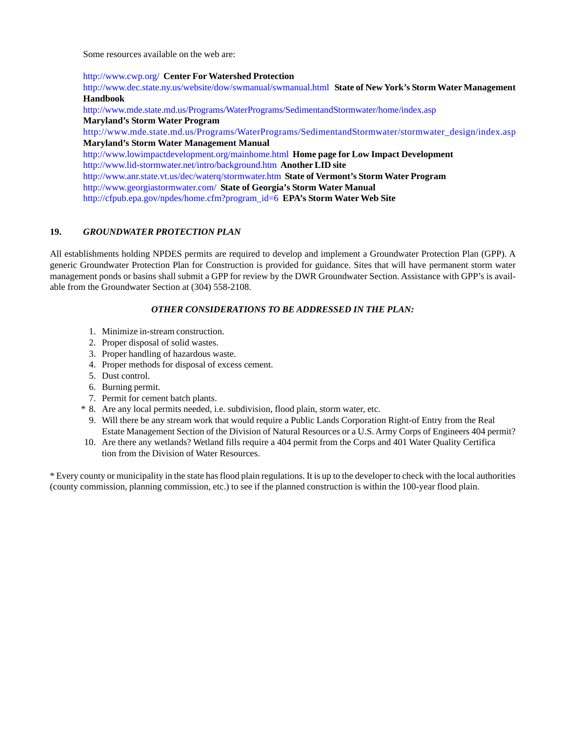Some resources available on the web are:

http://www.cwp.org/ **Center For Watershed Protection**
http://www.dec.state.ny.us/website/dow/swmanual/swmanual.html **State of New York's Storm Water Management Handbook**
http://www.mde.state.md.us/Programs/WaterPrograms/SedimentandStormwater/home/index.asp
**Maryland's Storm Water Program**
http://www.mde.state.md.us/Programs/WaterPrograms/SedimentandStormwater/stormwater_design/index.asp
**Maryland's Storm Water Management Manual**
http://www.lowimpactdevelopment.org/mainhome.html **Home page for Low Impact Development**
http://www.lid-stormwater.net/intro/background.htm **Another LID site**
http://www.anr.state.vt.us/dec/waterq/stormwater.htm **State of Vermont's Storm Water Program**
http://www.georgiastormwater.com/ **State of Georgia's Storm Water Manual**
http://cfpub.epa.gov/npdes/home.cfm?program_id=6 **EPA's Storm Water Web Site**

## 19. *GROUNDWATER PROTECTION PLAN*

All establishments holding NPDES permits are required to develop and implement a Groundwater Protection Plan (GPP). A generic Groundwater Protection Plan for Construction is provided for guidance. Sites that will have permanent storm water management ponds or basins shall submit a GPP for review by the DWR Groundwater Section. Assistance with GPP's is available from the Groundwater Section at (304) 558-2108.

### *OTHER CONSIDERATIONS TO BE ADDRESSED IN THE PLAN:*

1. Minimize in-stream construction.
2. Proper disposal of solid wastes.
3. Proper handling of hazardous waste.
4. Proper methods for disposal of excess cement.
5. Dust control.
6. Burning permit.
7. Permit for cement batch plants.
8. \* Are any local permits needed, i.e. subdivision, flood plain, storm water, etc.
9. Will there be any stream work that would require a Public Lands Corporation Right-of Entry from the Real Estate Management Section of the Division of Natural Resources or a U.S. Army Corps of Engineers 404 permit?
10. Are there any wetlands? Wetland fills require a 404 permit from the Corps and 401 Water Quality Certification from the Division of Water Resources.

\* Every county or municipality in the state has flood plain regulations. It is up to the developer to check with the local authorities (county commission, planning commission, etc.) to see if the planned construction is within the 100-year flood plain.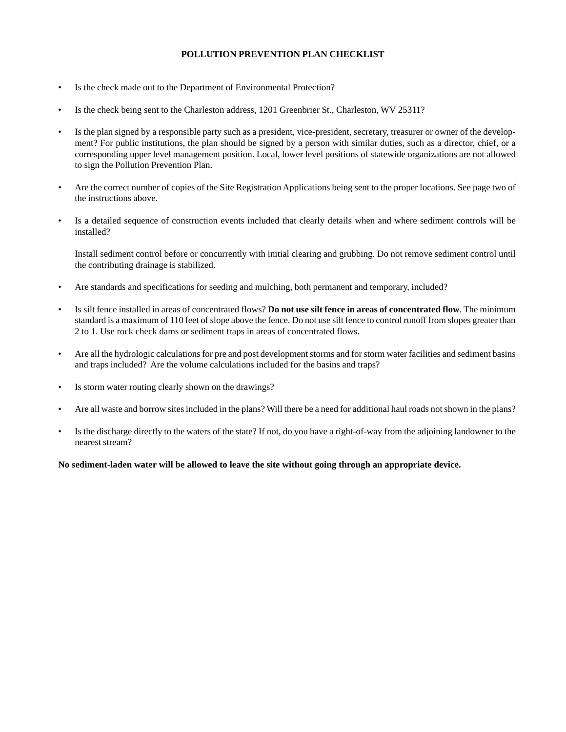# POLLUTION PREVENTION PLAN CHECKLIST

- Is the check made out to the Department of Environmental Protection?

- Is the check being sent to the Charleston address, 1201 Greenbrier St., Charleston, WV 25311?

- Is the plan signed by a responsible party such as a president, vice-president, secretary, treasurer or owner of the development? For public institutions, the plan should be signed by a person with similar duties, such as a director, chief, or a corresponding upper level management position. Local, lower level positions of statewide organizations are not allowed to sign the Pollution Prevention Plan.

- Are the correct number of copies of the Site Registration Applications being sent to the proper locations. See page two of the instructions above.

- Is a detailed sequence of construction events included that clearly details when and where sediment controls will be installed?

  Install sediment control before or concurrently with initial clearing and grubbing. Do not remove sediment control until the contributing drainage is stabilized.

- Are standards and specifications for seeding and mulching, both permanent and temporary, included?

- Is silt fence installed in areas of concentrated flows? **Do not use silt fence in areas of concentrated flow**. The minimum standard is a maximum of 110 feet of slope above the fence. Do not use silt fence to control runoff from slopes greater than 2 to 1. Use rock check dams or sediment traps in areas of concentrated flows.

- Are all the hydrologic calculations for pre and post development storms and for storm water facilities and sediment basins and traps included? Are the volume calculations included for the basins and traps?

- Is storm water routing clearly shown on the drawings?

- Are all waste and borrow sites included in the plans? Will there be a need for additional haul roads not shown in the plans?

- Is the discharge directly to the waters of the state? If not, do you have a right-of-way from the adjoining landowner to the nearest stream?

**No sediment-laden water will be allowed to leave the site without going through an appropriate device.**